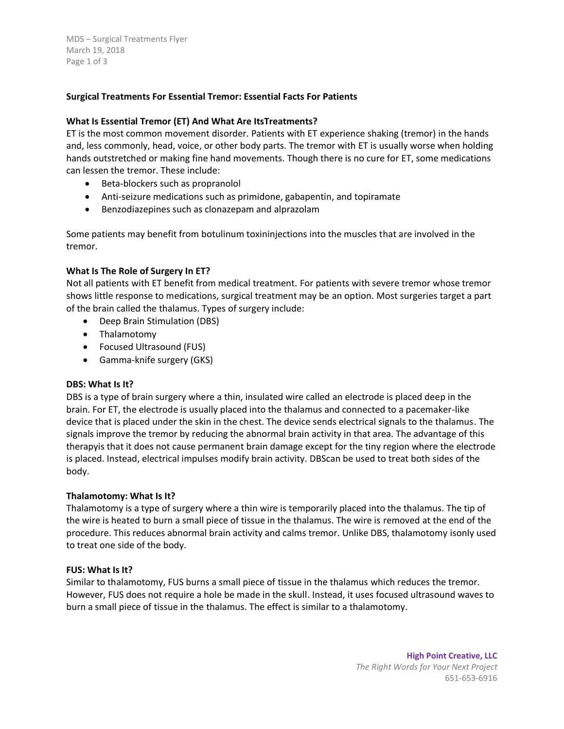**Surgical Treatments For Essential Tremor: Essential Facts For Patients**

**What Is Essential Tremor (ET) And What Are ItsTreatments?**

ET is the most common movement disorder. Patients with ET experience shaking (tremor) in the hands and, less commonly, head, voice, or other body parts. The tremor with ET is usually worse when holding hands outstretched or making fine hand movements. Though there is no cure for ET, some medications can lessen the tremor. These include:

- Beta-blockers such as propranolol
- Anti-seizure medications such as primidone, gabapentin, and topiramate
- Benzodiazepines such as clonazepam and alprazolam

Some patients may benefit from botulinum toxininjections into the muscles that are involved in the tremor.

**What Is The Role of Surgery In ET?**

Not all patients with ET benefit from medical treatment. For patients with severe tremor whose tremor shows little response to medications, surgical treatment may be an option. Most surgeries target a part of the brain called the thalamus. Types of surgery include:

- Deep Brain Stimulation (DBS)
- Thalamotomy
- Focused Ultrasound (FUS)
- Gamma-knife surgery (GKS)

**DBS: What Is It?**

DBS is a type of brain surgery where a thin, insulated wire called an electrode is placed deep in the brain. For ET, the electrode is usually placed into the thalamus and connected to a pacemaker-like device that is placed under the skin in the chest. The device sends electrical signals to the thalamus. The signals improve the tremor by reducing the abnormal brain activity in that area. The advantage of this therapyis that it does not cause permanent brain damage except for the tiny region where the electrode is placed. Instead, electrical impulses modify brain activity. DBScan be used to treat both sides of the body.

**Thalamotomy: What Is It?**

Thalamotomy is a type of surgery where a thin wire is temporarily placed into the thalamus. The tip of the wire is heated to burn a small piece of tissue in the thalamus. The wire is removed at the end of the procedure. This reduces abnormal brain activity and calms tremor. Unlike DBS, thalamotomy isonly used to treat one side of the body.

**FUS: What Is It?**

Similar to thalamotomy, FUS burns a small piece of tissue in the thalamus which reduces the tremor. However, FUS does not require a hole be made in the skull. Instead, it uses focused ultrasound waves to burn a small piece of tissue in the thalamus. The effect is similar to a thalamotomy.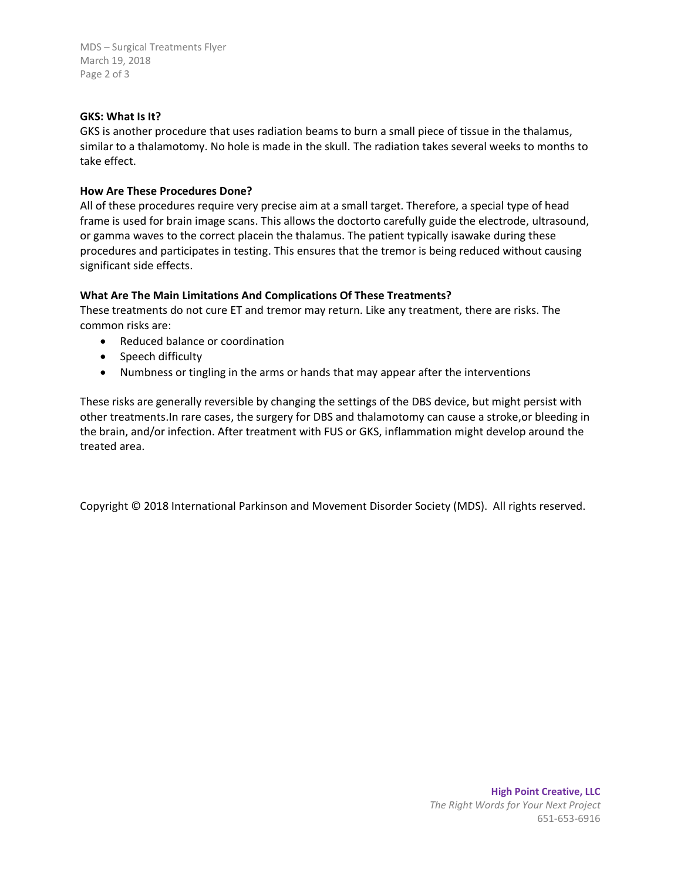**GKS: What Is It?**

GKS is another procedure that uses radiation beams to burn a small piece of tissue in the thalamus, similar to a thalamotomy. No hole is made in the skull. The radiation takes several weeks to months to take effect.

**How Are These Procedures Done?**

All of these procedures require very precise aim at a small target. Therefore, a special type of head frame is used for brain image scans. This allows the doctorto carefully guide the electrode, ultrasound, or gamma waves to the correct placein the thalamus. The patient typically isawake during these procedures and participates in testing. This ensures that the tremor is being reduced without causing significant side effects.

**What Are The Main Limitations And Complications Of These Treatments?**

These treatments do not cure ET and tremor may return. Like any treatment, there are risks. The common risks are:

- Reduced balance or coordination
- Speech difficulty
- Numbness or tingling in the arms or hands that may appear after the interventions

These risks are generally reversible by changing the settings of the DBS device, but might persist with other treatments.In rare cases, the surgery for DBS and thalamotomy can cause a stroke,or bleeding in the brain, and/or infection. After treatment with FUS or GKS, inflammation might develop around the treated area.

Copyright © 2018 International Parkinson and Movement Disorder Society (MDS). All rights reserved.

**High Point Creative, LLC**
*The Right Words for Your Next Project*
651-653-6916